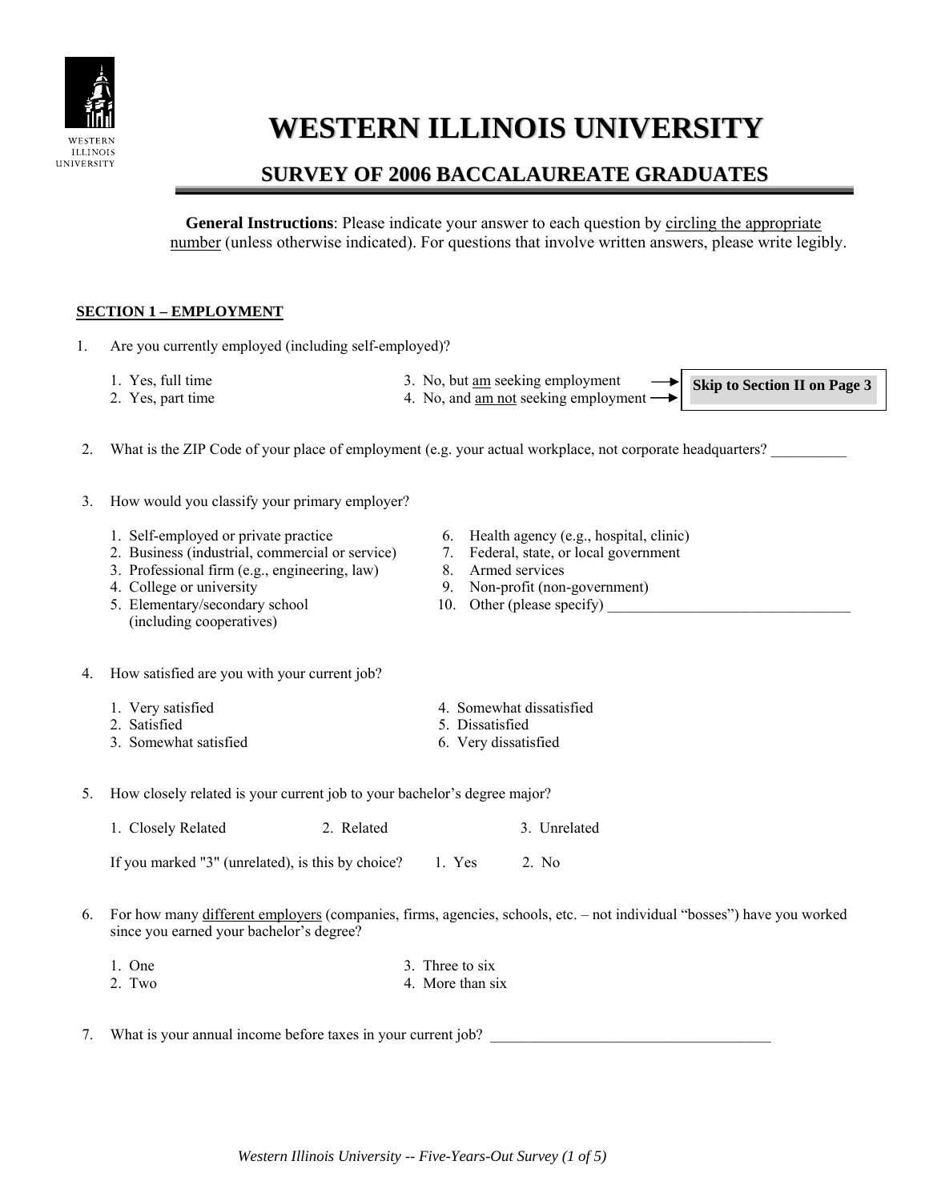# WESTERN ILLINOIS UNIVERSITY

## SURVEY OF 2006 BACCALAUREATE GRADUATES

**General Instructions**: Please indicate your answer to each question by circling the appropriate number (unless otherwise indicated). For questions that involve written answers, please write legibly.

### SECTION 1 – EMPLOYMENT

1. Are you currently employed (including self-employed)?

   1. Yes, full time
   2. Yes, part time
   3. No, but am seeking employment → **Skip to Section II on Page 3**
   4. No, and am not seeking employment → **Skip to Section II on Page 3**

2. What is the ZIP Code of your place of employment (e.g. your actual workplace, not corporate headquarters? __________

3. How would you classify your primary employer?

   1. Self-employed or private practice
   2. Business (industrial, commercial or service)
   3. Professional firm (e.g., engineering, law)
   4. College or university
   5. Elementary/secondary school (including cooperatives)
   6. Health agency (e.g., hospital, clinic)
   7. Federal, state, or local government
   8. Armed services
   9. Non-profit (non-government)
   10. Other (please specify) ________________________________

4. How satisfied are you with your current job?

   1. Very satisfied
   2. Satisfied
   3. Somewhat satisfied
   4. Somewhat dissatisfied
   5. Dissatisfied
   6. Very dissatisfied

5. How closely related is your current job to your bachelor's degree major?

   1. Closely Related  2. Related  3. Unrelated

   If you marked "3" (unrelated), is this by choice?  1. Yes  2. No

6. For how many different employers (companies, firms, agencies, schools, etc. – not individual "bosses") have you worked since you earned your bachelor's degree?

   1. One
   2. Two
   3. Three to six
   4. More than six

7. What is your annual income before taxes in your current job? ____________________________________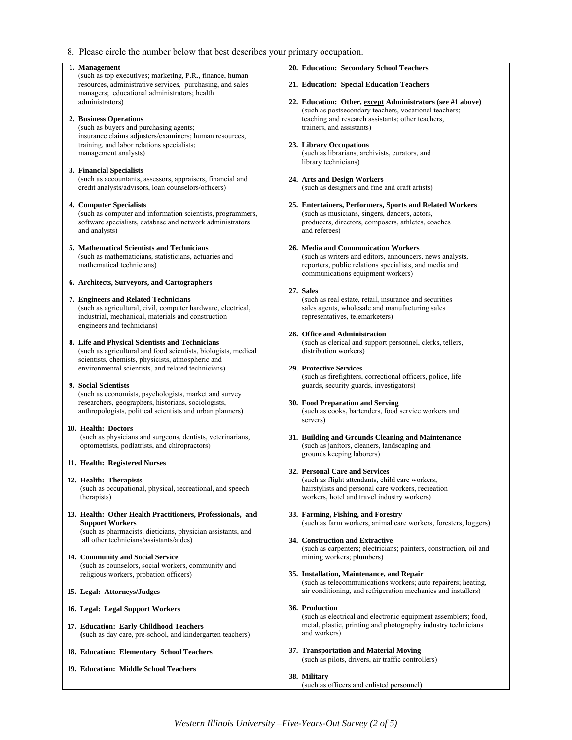8. Please circle the number below that best describes your primary occupation.

**1. Management**
(such as top executives; marketing, P.R., finance, human resources, administrative services, purchasing, and sales managers; educational administrators; health administrators)

**2. Business Operations**
(such as buyers and purchasing agents; insurance claims adjusters/examiners; human resources, training, and labor relations specialists; management analysts)

**3. Financial Specialists**
(such as accountants, assessors, appraisers, financial and credit analysts/advisors, loan counselors/officers)

**4. Computer Specialists**
(such as computer and information scientists, programmers, software specialists, database and network administrators and analysts)

**5. Mathematical Scientists and Technicians**
(such as mathematicians, statisticians, actuaries and mathematical technicians)

**6. Architects, Surveyors, and Cartographers**

**7. Engineers and Related Technicians**
(such as agricultural, civil, computer hardware, electrical, industrial, mechanical, materials and construction engineers and technicians)

**8. Life and Physical Scientists and Technicians**
(such as agricultural and food scientists, biologists, medical scientists, chemists, physicists, atmospheric and environmental scientists, and related technicians)

**9. Social Scientists**
(such as economists, psychologists, market and survey researchers, geographers, historians, sociologists, anthropologists, political scientists and urban planners)

**10. Health: Doctors**
(such as physicians and surgeons, dentists, veterinarians, optometrists, podiatrists, and chiropractors)

**11. Health: Registered Nurses**

**12. Health: Therapists**
(such as occupational, physical, recreational, and speech therapists)

**13. Health: Other Health Practitioners, Professionals, and Support Workers**
(such as pharmacists, dieticians, physician assistants, and all other technicians/assistants/aides)

**14. Community and Social Service**
(such as counselors, social workers, community and religious workers, probation officers)

**15. Legal: Attorneys/Judges**

**16. Legal: Legal Support Workers**

**17. Education: Early Childhood Teachers**
(such as day care, pre-school, and kindergarten teachers)

**18. Education: Elementary School Teachers**

**19. Education: Middle School Teachers**

**20. Education: Secondary School Teachers**

**21. Education: Special Education Teachers**

**22. Education: Other, except Administrators (see #1 above)**
(such as postsecondary teachers, vocational teachers; teaching and research assistants; other teachers, trainers, and assistants)

**23. Library Occupations**
(such as librarians, archivists, curators, and library technicians)

**24. Arts and Design Workers**
(such as designers and fine and craft artists)

**25. Entertainers, Performers, Sports and Related Workers**
(such as musicians, singers, dancers, actors, producers, directors, composers, athletes, coaches and referees)

**26. Media and Communication Workers**
(such as writers and editors, announcers, news analysts, reporters, public relations specialists, and media and communications equipment workers)

**27. Sales**
(such as real estate, retail, insurance and securities sales agents, wholesale and manufacturing sales representatives, telemarketers)

**28. Office and Administration**
(such as clerical and support personnel, clerks, tellers, distribution workers)

**29. Protective Services**
(such as firefighters, correctional officers, police, life guards, security guards, investigators)

**30. Food Preparation and Serving**
(such as cooks, bartenders, food service workers and servers)

**31. Building and Grounds Cleaning and Maintenance**
(such as janitors, cleaners, landscaping and grounds keeping laborers)

**32. Personal Care and Services**
(such as flight attendants, child care workers, hairstylists and personal care workers, recreation workers, hotel and travel industry workers)

**33. Farming, Fishing, and Forestry**
(such as farm workers, animal care workers, foresters, loggers)

**34. Construction and Extractive**
(such as carpenters; electricians; painters, construction, oil and mining workers; plumbers)

**35. Installation, Maintenance, and Repair**
(such as telecommunications workers; auto repairers; heating, air conditioning, and refrigeration mechanics and installers)

**36. Production**
(such as electrical and electronic equipment assemblers; food, metal, plastic, printing and photography industry technicians and workers)

**37. Transportation and Material Moving**
(such as pilots, drivers, air traffic controllers)

**38. Military**
(such as officers and enlisted personnel)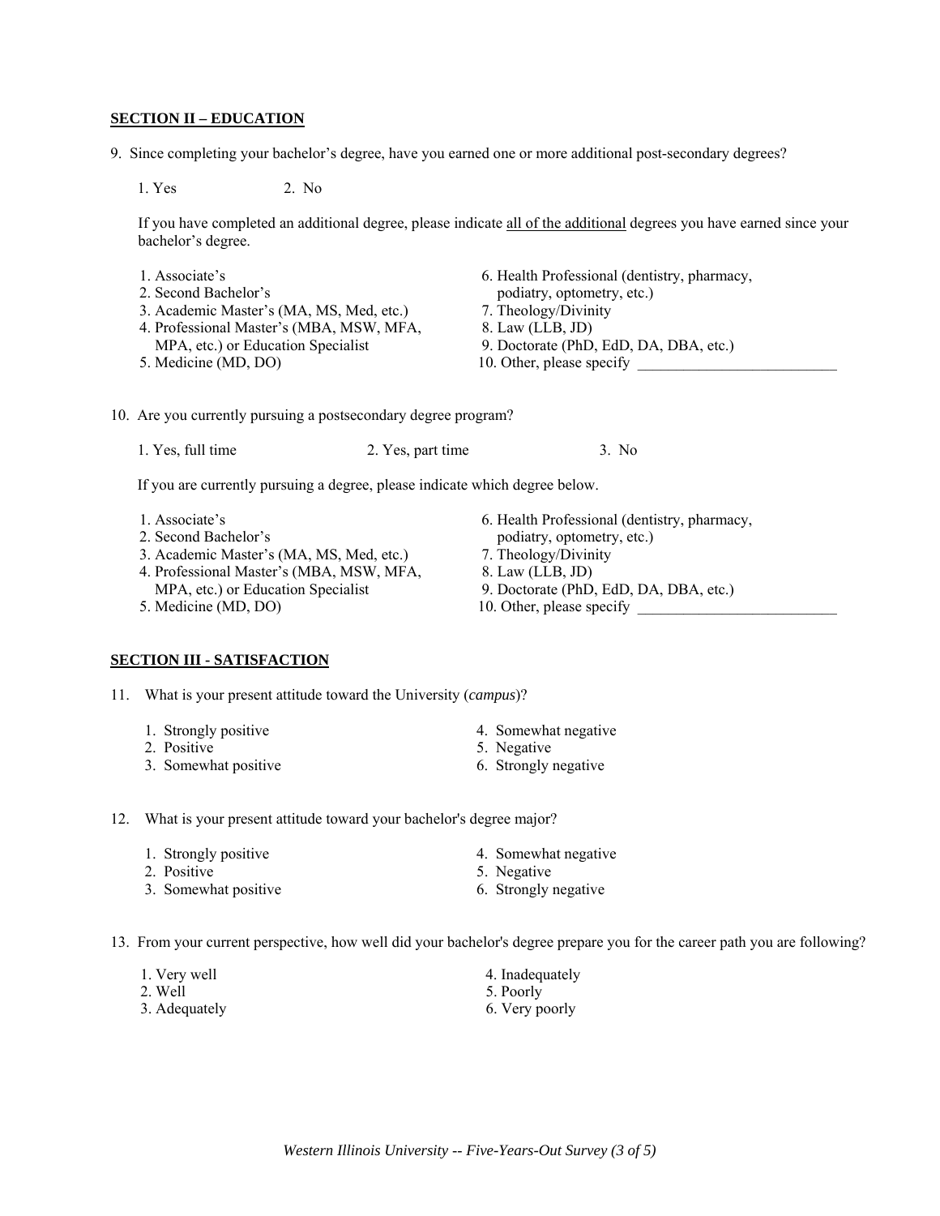## SECTION II – EDUCATION

9. Since completing your bachelor's degree, have you earned one or more additional post-secondary degrees?

   1. Yes    2. No

   If you have completed an additional degree, please indicate <u>all of the additional</u> degrees you have earned since your bachelor's degree.

   1. Associate's
   2. Second Bachelor's
   3. Academic Master's (MA, MS, Med, etc.)
   4. Professional Master's (MBA, MSW, MFA, MPA, etc.) or Education Specialist
   5. Medicine (MD, DO)
   6. Health Professional (dentistry, pharmacy, podiatry, optometry, etc.)
   7. Theology/Divinity
   8. Law (LLB, JD)
   9. Doctorate (PhD, EdD, DA, DBA, etc.)
   10. Other, please specify ____________________________

10. Are you currently pursuing a postsecondary degree program?

    1. Yes, full time    2. Yes, part time    3. No

    If you are currently pursuing a degree, please indicate which degree below.

    1. Associate's
    2. Second Bachelor's
    3. Academic Master's (MA, MS, Med, etc.)
    4. Professional Master's (MBA, MSW, MFA, MPA, etc.) or Education Specialist
    5. Medicine (MD, DO)
    6. Health Professional (dentistry, pharmacy, podiatry, optometry, etc.)
    7. Theology/Divinity
    8. Law (LLB, JD)
    9. Doctorate (PhD, EdD, DA, DBA, etc.)
    10. Other, please specify ____________________________

## SECTION III - SATISFACTION

11. What is your present attitude toward the University (*campus*)?

    1. Strongly positive
    2. Positive
    3. Somewhat positive
    4. Somewhat negative
    5. Negative
    6. Strongly negative

12. What is your present attitude toward your bachelor's degree major?

    1. Strongly positive
    2. Positive
    3. Somewhat positive
    4. Somewhat negative
    5. Negative
    6. Strongly negative

13. From your current perspective, how well did your bachelor's degree prepare you for the career path you are following?

    1. Very well
    2. Well
    3. Adequately
    4. Inadequately
    5. Poorly
    6. Very poorly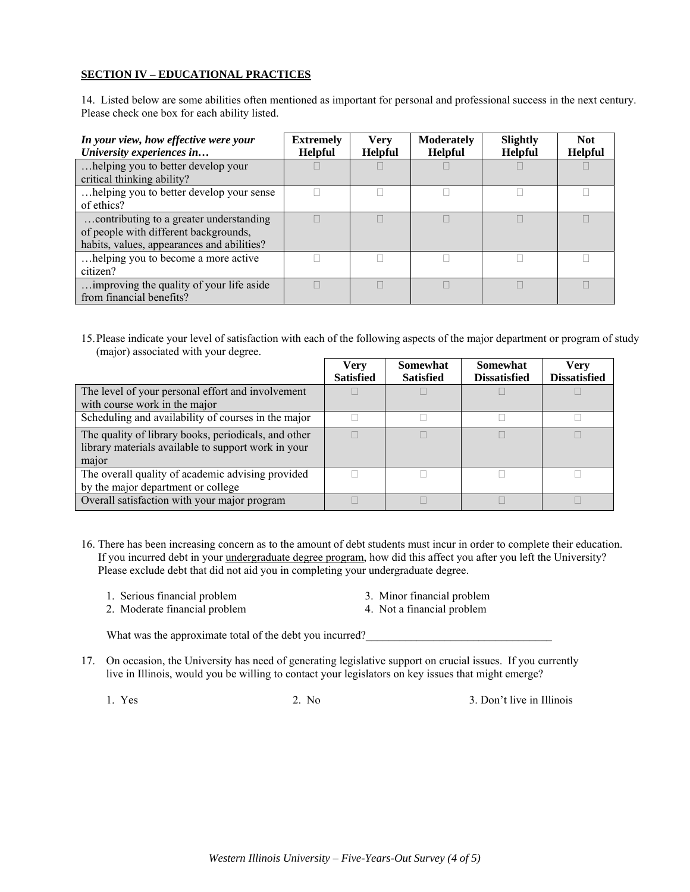**SECTION IV – EDUCATIONAL PRACTICES**

14. Listed below are some abilities often mentioned as important for personal and professional success in the next century. Please check one box for each ability listed.

| ***In your view, how effective were your University experiences in…*** | **Extremely Helpful** | **Very Helpful** | **Moderately Helpful** | **Slightly Helpful** | **Not Helpful** |
|---|---|---|---|---|---|
| …helping you to better develop your critical thinking ability? | □ | □ | □ | □ | □ |
| …helping you to better develop your sense of ethics? | □ | □ | □ | □ | □ |
| …contributing to a greater understanding of people with different backgrounds, habits, values, appearances and abilities? | □ | □ | □ | □ | □ |
| …helping you to become a more active citizen? | □ | □ | □ | □ | □ |
| …improving the quality of your life aside from financial benefits? | □ | □ | □ | □ | □ |

15. Please indicate your level of satisfaction with each of the following aspects of the major department or program of study (major) associated with your degree.

| | **Very Satisfied** | **Somewhat Satisfied** | **Somewhat Dissatisfied** | **Very Dissatisfied** |
|---|---|---|---|---|
| The level of your personal effort and involvement with course work in the major | □ | □ | □ | □ |
| Scheduling and availability of courses in the major | □ | □ | □ | □ |
| The quality of library books, periodicals, and other library materials available to support work in your major | □ | □ | □ | □ |
| The overall quality of academic advising provided by the major department or college | □ | □ | □ | □ |
| Overall satisfaction with your major program | □ | □ | □ | □ |

16. There has been increasing concern as to the amount of debt students must incur in order to complete their education. If you incurred debt in your <u>undergraduate degree program</u>, how did this affect you after you left the University? Please exclude debt that did not aid you in completing your undergraduate degree.

1. Serious financial problem
2. Moderate financial problem
3. Minor financial problem
4. Not a financial problem

What was the approximate total of the debt you incurred?_________________________________

17. On occasion, the University has need of generating legislative support on crucial issues. If you currently live in Illinois, would you be willing to contact your legislators on key issues that might emerge?

1. Yes
2. No
3. Don't live in Illinois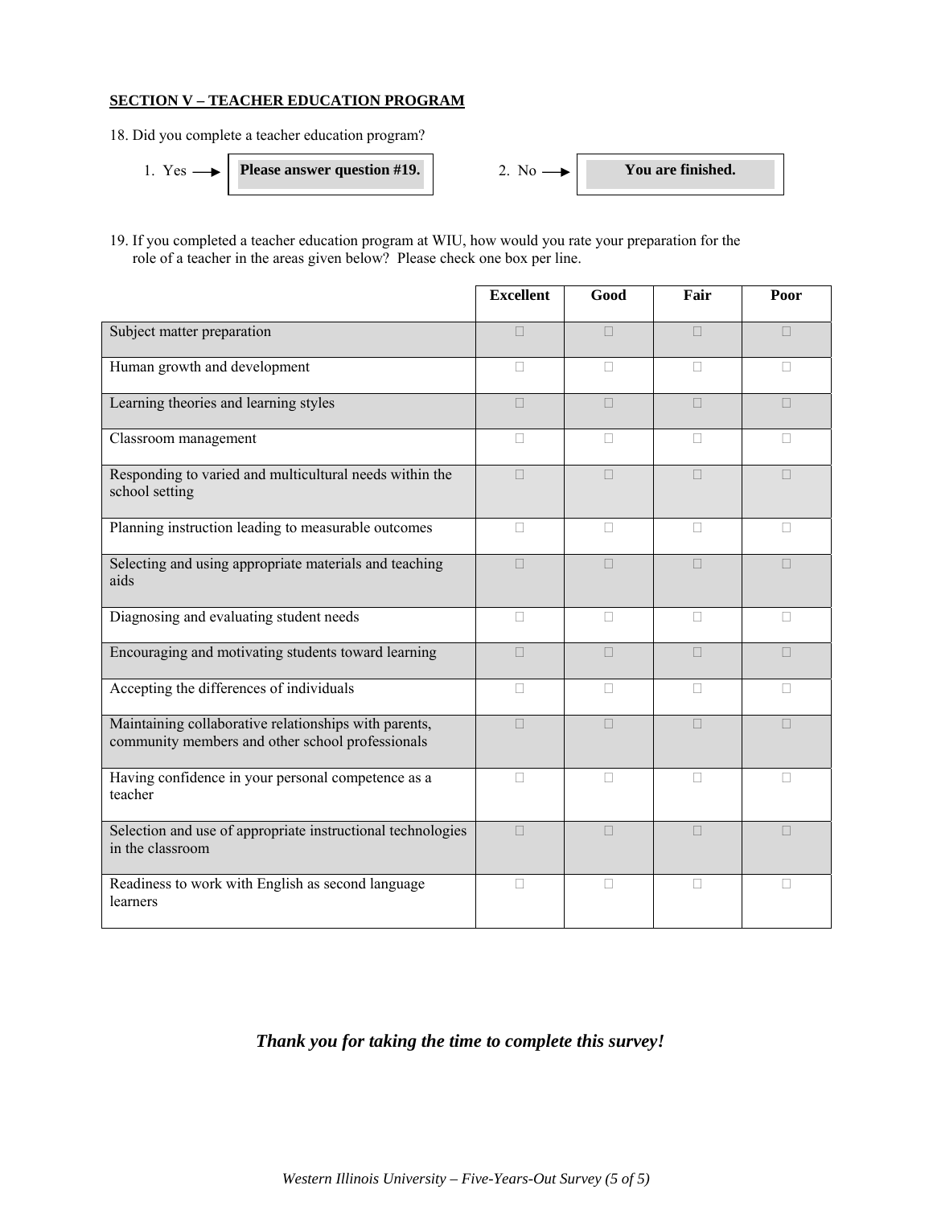**SECTION V – TEACHER EDUCATION PROGRAM**

18. Did you complete a teacher education program?

1. Yes → **Please answer question #19.**
2. No → **You are finished.**

19. If you completed a teacher education program at WIU, how would you rate your preparation for the role of a teacher in the areas given below? Please check one box per line.

| | Excellent | Good | Fair | Poor |
|---|---|---|---|---|
| Subject matter preparation | □ | □ | □ | □ |
| Human growth and development | □ | □ | □ | □ |
| Learning theories and learning styles | □ | □ | □ | □ |
| Classroom management | □ | □ | □ | □ |
| Responding to varied and multicultural needs within the school setting | □ | □ | □ | □ |
| Planning instruction leading to measurable outcomes | □ | □ | □ | □ |
| Selecting and using appropriate materials and teaching aids | □ | □ | □ | □ |
| Diagnosing and evaluating student needs | □ | □ | □ | □ |
| Encouraging and motivating students toward learning | □ | □ | □ | □ |
| Accepting the differences of individuals | □ | □ | □ | □ |
| Maintaining collaborative relationships with parents, community members and other school professionals | □ | □ | □ | □ |
| Having confidence in your personal competence as a teacher | □ | □ | □ | □ |
| Selection and use of appropriate instructional technologies in the classroom | □ | □ | □ | □ |
| Readiness to work with English as second language learners | □ | □ | □ | □ |

***Thank you for taking the time to complete this survey!***